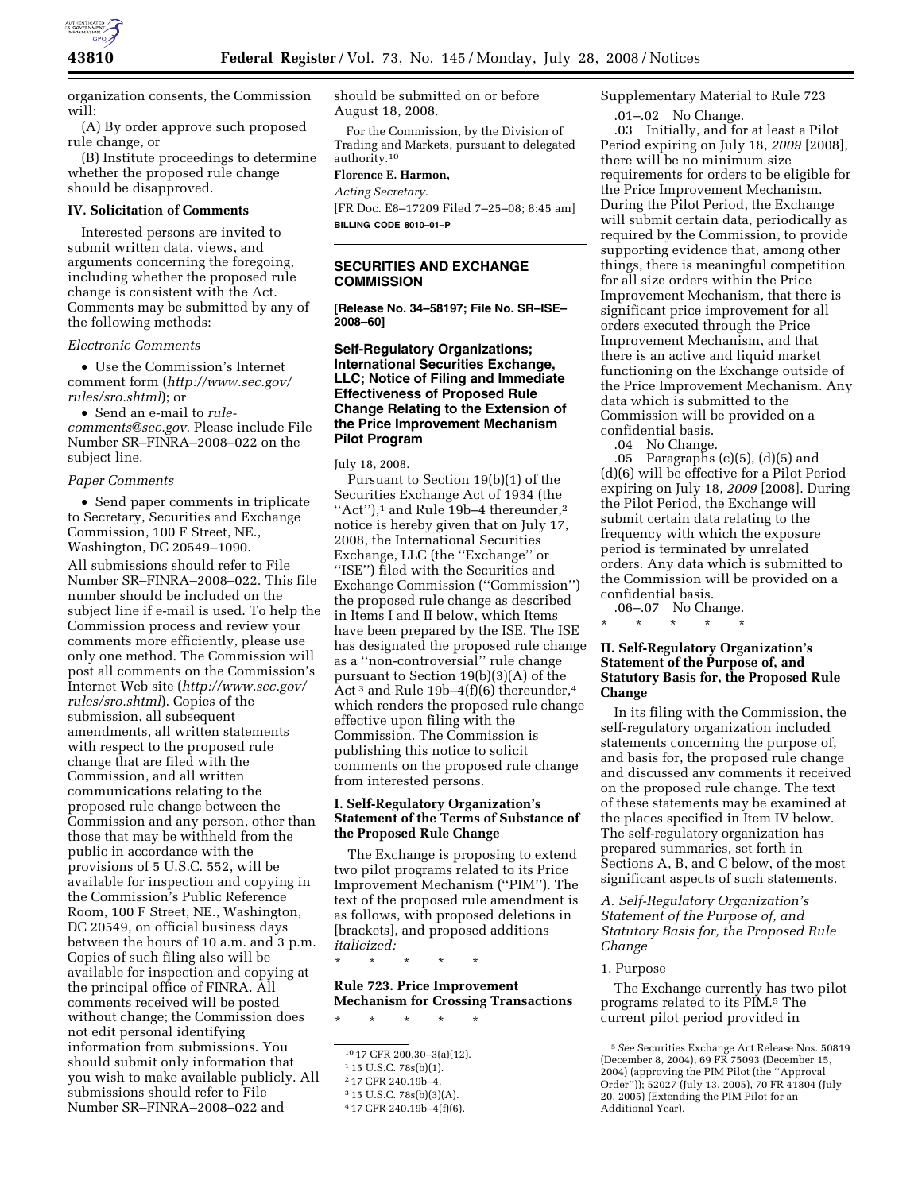organization consents, the Commission will:

(A) By order approve such proposed rule change, or

(B) Institute proceedings to determine whether the proposed rule change should be disapproved.

## IV. Solicitation of Comments

Interested persons are invited to submit written data, views, and arguments concerning the foregoing, including whether the proposed rule change is consistent with the Act. Comments may be submitted by any of the following methods:

*Electronic Comments*

- Use the Commission's Internet comment form (*http://www.sec.gov/rules/sro.shtml*); or
- Send an e-mail to *rule-comments@sec.gov*. Please include File Number SR–FINRA–2008–022 on the subject line.

*Paper Comments*

- Send paper comments in triplicate to Secretary, Securities and Exchange Commission, 100 F Street, NE., Washington, DC 20549–1090.

All submissions should refer to File Number SR–FINRA–2008–022. This file number should be included on the subject line if e-mail is used. To help the Commission process and review your comments more efficiently, please use only one method. The Commission will post all comments on the Commission's Internet Web site (*http://www.sec.gov/rules/sro.shtml*). Copies of the submission, all subsequent amendments, all written statements with respect to the proposed rule change that are filed with the Commission, and all written communications relating to the proposed rule change between the Commission and any person, other than those that may be withheld from the public in accordance with the provisions of 5 U.S.C. 552, will be available for inspection and copying in the Commission's Public Reference Room, 100 F Street, NE., Washington, DC 20549, on official business days between the hours of 10 a.m. and 3 p.m. Copies of such filing also will be available for inspection and copying at the principal office of FINRA. All comments received will be posted without change; the Commission does not edit personal identifying information from submissions. You should submit only information that you wish to make available publicly. All submissions should refer to File Number SR–FINRA–2008–022 and should be submitted on or before August 18, 2008.

For the Commission, by the Division of Trading and Markets, pursuant to delegated authority.[10]

**Florence E. Harmon,**

*Acting Secretary.*

[FR Doc. E8–17209 Filed 7–25–08; 8:45 am]

**BILLING CODE 8010–01–P**

---

## SECURITIES AND EXCHANGE COMMISSION

**[Release No. 34–58197; File No. SR–ISE–2008–60]**

### Self-Regulatory Organizations; International Securities Exchange, LLC; Notice of Filing and Immediate Effectiveness of Proposed Rule Change Relating to the Extension of the Price Improvement Mechanism Pilot Program

July 18, 2008.

Pursuant to Section 19(b)(1) of the Securities Exchange Act of 1934 (the "Act"),[1] and Rule 19b–4 thereunder,[2] notice is hereby given that on July 17, 2008, the International Securities Exchange, LLC (the "Exchange" or "ISE") filed with the Securities and Exchange Commission ("Commission") the proposed rule change as described in Items I and II below, which Items have been prepared by the ISE. The ISE has designated the proposed rule change as a "non-controversial" rule change pursuant to Section 19(b)(3)(A) of the Act[3] and Rule 19b–4(f)(6) thereunder,[4] which renders the proposed rule change effective upon filing with the Commission. The Commission is publishing this notice to solicit comments on the proposed rule change from interested persons.

## I. Self-Regulatory Organization's Statement of the Terms of Substance of the Proposed Rule Change

The Exchange is proposing to extend two pilot programs related to its Price Improvement Mechanism ("PIM"). The text of the proposed rule amendment is as follows, with proposed deletions in [brackets], and proposed additions *italicized:*

\* \* \* \* \*

**Rule 723. Price Improvement Mechanism for Crossing Transactions**

\* \* \* \* \*

Supplementary Material to Rule 723

.01–.02 No Change.

.03 Initially, and for at least a Pilot Period expiring on July 18, *2009* [2008], there will be no minimum size requirements for orders to be eligible for the Price Improvement Mechanism. During the Pilot Period, the Exchange will submit certain data, periodically as required by the Commission, to provide supporting evidence that, among other things, there is meaningful competition for all size orders within the Price Improvement Mechanism, that there is significant price improvement for all orders executed through the Price Improvement Mechanism, and that there is an active and liquid market functioning on the Exchange outside of the Price Improvement Mechanism. Any data which is submitted to the Commission will be provided on a confidential basis.

.04 No Change.

.05 Paragraphs (c)(5), (d)(5) and (d)(6) will be effective for a Pilot Period expiring on July 18, *2009* [2008]. During the Pilot Period, the Exchange will submit certain data relating to the frequency with which the exposure period is terminated by unrelated orders. Any data which is submitted to the Commission will be provided on a confidential basis.

.06–.07 No Change.

\* \* \* \* \*

## II. Self-Regulatory Organization's Statement of the Purpose of, and Statutory Basis for, the Proposed Rule Change

In its filing with the Commission, the self-regulatory organization included statements concerning the purpose of, and basis for, the proposed rule change and discussed any comments it received on the proposed rule change. The text of these statements may be examined at the places specified in Item IV below. The self-regulatory organization has prepared summaries, set forth in Sections A, B, and C below, of the most significant aspects of such statements.

### *A. Self-Regulatory Organization's Statement of the Purpose of, and Statutory Basis for, the Proposed Rule Change*

1. Purpose

The Exchange currently has two pilot programs related to its PIM.[5] The current pilot period provided in

---

[10] 17 CFR 200.30–3(a)(12).

[1] 15 U.S.C. 78s(b)(1).

[2] 17 CFR 240.19b–4.

[3] 15 U.S.C. 78s(b)(3)(A).

[4] 17 CFR 240.19b–4(f)(6).

[5] *See* Securities Exchange Act Release Nos. 50819 (December 8, 2004), 69 FR 75093 (December 15, 2004) (approving the PIM Pilot (the "Approval Order")); 52027 (July 13, 2005), 70 FR 41804 (July 20, 2005) (Extending the PIM Pilot for an Additional Year).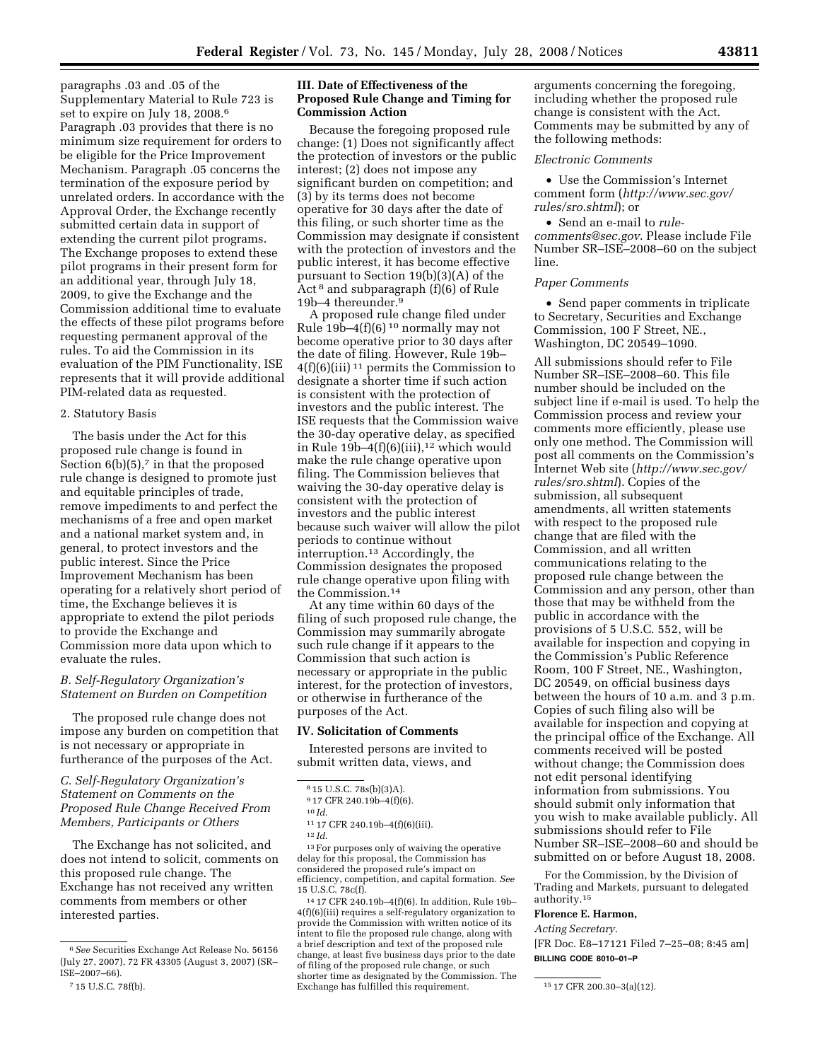paragraphs .03 and .05 of the Supplementary Material to Rule 723 is set to expire on July 18, 2008.[6] Paragraph .03 provides that there is no minimum size requirement for orders to be eligible for the Price Improvement Mechanism. Paragraph .05 concerns the termination of the exposure period by unrelated orders. In accordance with the Approval Order, the Exchange recently submitted certain data in support of extending the current pilot programs. The Exchange proposes to extend these pilot programs in their present form for an additional year, through July 18, 2009, to give the Exchange and the Commission additional time to evaluate the effects of these pilot programs before requesting permanent approval of the rules. To aid the Commission in its evaluation of the PIM Functionality, ISE represents that it will provide additional PIM-related data as requested.

2. Statutory Basis

The basis under the Act for this proposed rule change is found in Section 6(b)(5),[7] in that the proposed rule change is designed to promote just and equitable principles of trade, remove impediments to and perfect the mechanisms of a free and open market and a national market system and, in general, to protect investors and the public interest. Since the Price Improvement Mechanism has been operating for a relatively short period of time, the Exchange believes it is appropriate to extend the pilot periods to provide the Exchange and Commission more data upon which to evaluate the rules.

### *B. Self-Regulatory Organization's Statement on Burden on Competition*

The proposed rule change does not impose any burden on competition that is not necessary or appropriate in furtherance of the purposes of the Act.

### *C. Self-Regulatory Organization's Statement on Comments on the Proposed Rule Change Received From Members, Participants or Others*

The Exchange has not solicited, and does not intend to solicit, comments on this proposed rule change. The Exchange has not received any written comments from members or other interested parties.

## III. Date of Effectiveness of the Proposed Rule Change and Timing for Commission Action

Because the foregoing proposed rule change: (1) Does not significantly affect the protection of investors or the public interest; (2) does not impose any significant burden on competition; and (3) by its terms does not become operative for 30 days after the date of this filing, or such shorter time as the Commission may designate if consistent with the protection of investors and the public interest, it has become effective pursuant to Section 19(b)(3)(A) of the Act[8] and subparagraph (f)(6) of Rule 19b–4 thereunder.[9]

A proposed rule change filed under Rule 19b–4(f)(6)[10] normally may not become operative prior to 30 days after the date of filing. However, Rule 19b–4(f)(6)(iii)[11] permits the Commission to designate a shorter time if such action is consistent with the protection of investors and the public interest. The ISE requests that the Commission waive the 30-day operative delay, as specified in Rule 19b–4(f)(6)(iii),[12] which would make the rule change operative upon filing. The Commission believes that waiving the 30-day operative delay is consistent with the protection of investors and the public interest because such waiver will allow the pilot periods to continue without interruption.[13] Accordingly, the Commission designates the proposed rule change operative upon filing with the Commission.[14]

At any time within 60 days of the filing of such proposed rule change, the Commission may summarily abrogate such rule change if it appears to the Commission that such action is necessary or appropriate in the public interest, for the protection of investors, or otherwise in furtherance of the purposes of the Act.

## IV. Solicitation of Comments

Interested persons are invited to submit written data, views, and arguments concerning the foregoing, including whether the proposed rule change is consistent with the Act. Comments may be submitted by any of the following methods:

*Electronic Comments*

- Use the Commission's Internet comment form (*http://www.sec.gov/rules/sro.shtml*); or
- Send an e-mail to *rule-comments@sec.gov*. Please include File Number SR–ISE–2008–60 on the subject line.

*Paper Comments*

- Send paper comments in triplicate to Secretary, Securities and Exchange Commission, 100 F Street, NE., Washington, DC 20549–1090.

All submissions should refer to File Number SR–ISE–2008–60. This file number should be included on the subject line if e-mail is used. To help the Commission process and review your comments more efficiently, please use only one method. The Commission will post all comments on the Commission's Internet Web site (*http://www.sec.gov/rules/sro.shtml*). Copies of the submission, all subsequent amendments, all written statements with respect to the proposed rule change that are filed with the Commission, and all written communications relating to the proposed rule change between the Commission and any person, other than those that may be withheld from the public in accordance with the provisions of 5 U.S.C. 552, will be available for inspection and copying in the Commission's Public Reference Room, 100 F Street, NE., Washington, DC 20549, on official business days between the hours of 10 a.m. and 3 p.m. Copies of such filing also will be available for inspection and copying at the principal office of the Exchange. All comments received will be posted without change; the Commission does not edit personal identifying information from submissions. You should submit only information that you wish to make available publicly. All submissions should refer to File Number SR–ISE–2008–60 and should be submitted on or before August 18, 2008.

For the Commission, by the Division of Trading and Markets, pursuant to delegated authority.[15]

**Florence E. Harmon,**

*Acting Secretary.*

[FR Doc. E8–17121 Filed 7–25–08; 8:45 am]

**BILLING CODE 8010–01–P**

---

[6] *See* Securities Exchange Act Release No. 56156 (July 27, 2007), 72 FR 43305 (August 3, 2007) (SR–ISE–2007–66).

[7] 15 U.S.C. 78f(b).

[8] 15 U.S.C. 78s(b)(3)A).

[9] 17 CFR 240.19b–4(f)(6).

[10] *Id.*

[11] 17 CFR 240.19b–4(f)(6)(iii).

[12] *Id.*

[13] For purposes only of waiving the operative delay for this proposal, the Commission has considered the proposed rule's impact on efficiency, competition, and capital formation. *See* 15 U.S.C. 78c(f).

[14] 17 CFR 240.19b–4(f)(6). In addition, Rule 19b–4(f)(6)(iii) requires a self-regulatory organization to provide the Commission with written notice of its intent to file the proposed rule change, along with a brief description and text of the proposed rule change, at least five business days prior to the date of filing of the proposed rule change, or such shorter time as designated by the Commission. The Exchange has fulfilled this requirement.

[15] 17 CFR 200.30–3(a)(12).